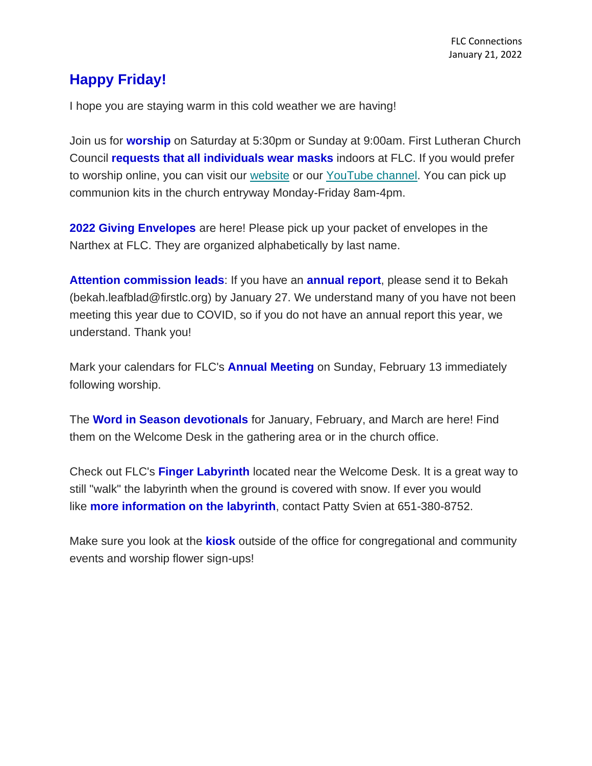FLC Connections
January 21, 2022

## Happy Friday!

I hope you are staying warm in this cold weather we are having!

Join us for **worship** on Saturday at 5:30pm or Sunday at 9:00am. First Lutheran Church Council **requests that all individuals wear masks** indoors at FLC. If you would prefer to worship online, you can visit our website or our YouTube channel. You can pick up communion kits in the church entryway Monday-Friday 8am-4pm.

**2022 Giving Envelopes** are here! Please pick up your packet of envelopes in the Narthex at FLC. They are organized alphabetically by last name.

**Attention commission leads**: If you have an **annual report**, please send it to Bekah (bekah.leafblad@firstlc.org) by January 27. We understand many of you have not been meeting this year due to COVID, so if you do not have an annual report this year, we understand. Thank you!

Mark your calendars for FLC's **Annual Meeting** on Sunday, February 13 immediately following worship.

The **Word in Season devotionals** for January, February, and March are here! Find them on the Welcome Desk in the gathering area or in the church office.

Check out FLC's **Finger Labyrinth** located near the Welcome Desk. It is a great way to still "walk" the labyrinth when the ground is covered with snow. If ever you would like **more information on the labyrinth**, contact Patty Svien at 651-380-8752.

Make sure you look at the **kiosk** outside of the office for congregational and community events and worship flower sign-ups!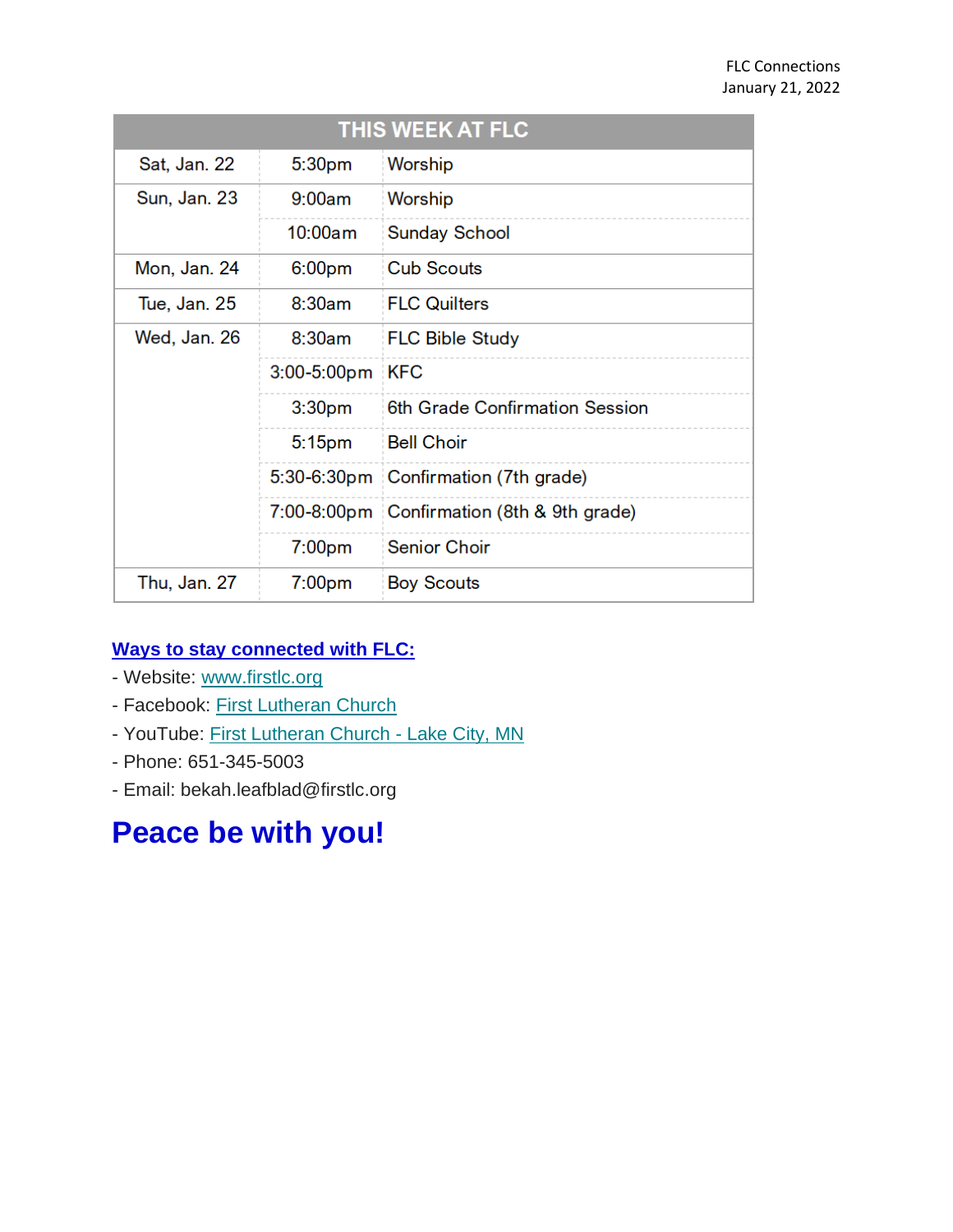| THIS WEEK AT FLC | | |
|---|---|---|
| Sat, Jan. 22 | 5:30pm | Worship |
| Sun, Jan. 23 | 9:00am | Worship |
| | 10:00am | Sunday School |
| Mon, Jan. 24 | 6:00pm | Cub Scouts |
| Tue, Jan. 25 | 8:30am | FLC Quilters |
| Wed, Jan. 26 | 8:30am | FLC Bible Study |
| | 3:00-5:00pm | KFC |
| | 3:30pm | 6th Grade Confirmation Session |
| | 5:15pm | Bell Choir |
| | 5:30-6:30pm | Confirmation (7th grade) |
| | 7:00-8:00pm | Confirmation (8th & 9th grade) |
| | 7:00pm | Senior Choir |
| Thu, Jan. 27 | 7:00pm | Boy Scouts |

**Ways to stay connected with FLC:**

- Website: www.firstlc.org
- Facebook: First Lutheran Church
- YouTube: First Lutheran Church - Lake City, MN
- Phone: 651-345-5003
- Email: bekah.leafblad@firstlc.org

# Peace be with you!